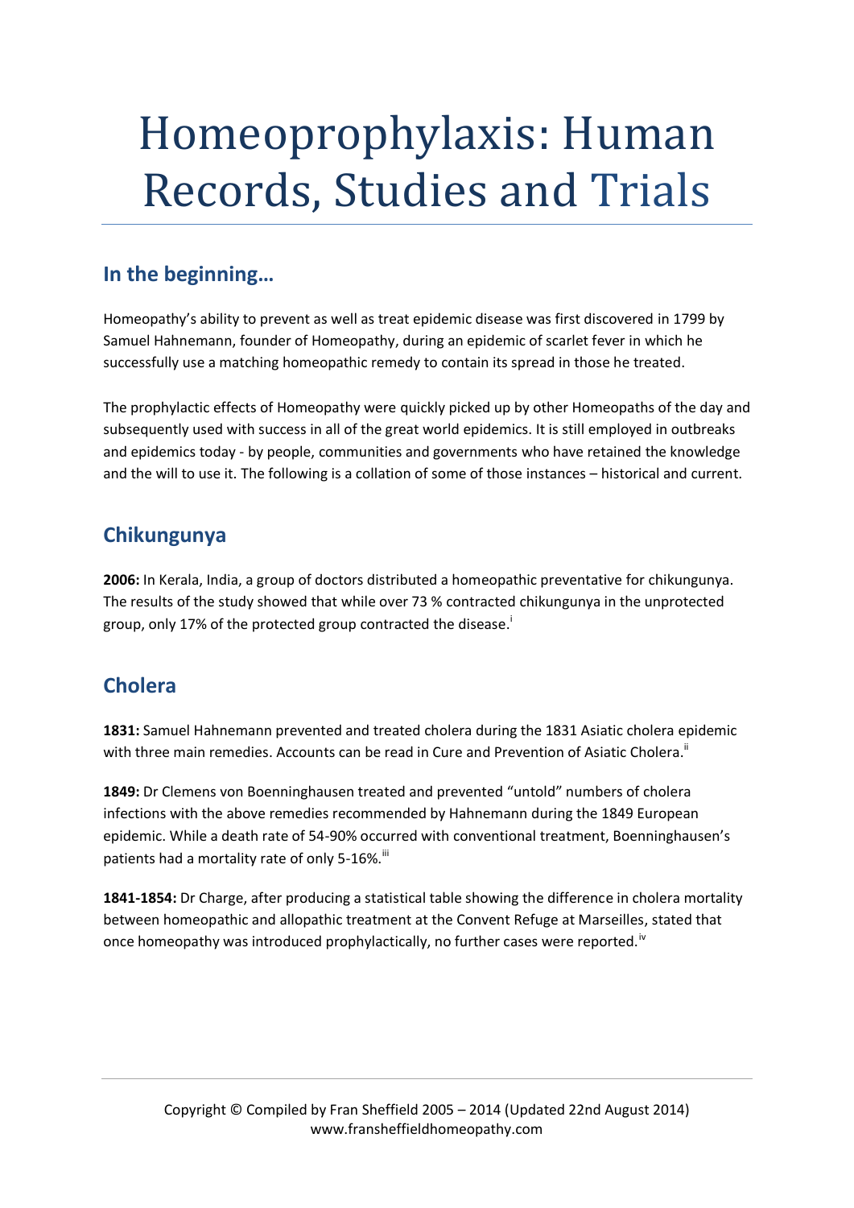# Homeoprophylaxis: Human Records, Studies and Trials

## In the beginning…

Homeopathy's ability to prevent as well as treat epidemic disease was first discovered in 1799 by Samuel Hahnemann, founder of Homeopathy, during an epidemic of scarlet fever in which he successfully use a matching homeopathic remedy to contain its spread in those he treated.

The prophylactic effects of Homeopathy were quickly picked up by other Homeopaths of the day and subsequently used with success in all of the great world epidemics. It is still employed in outbreaks and epidemics today - by people, communities and governments who have retained the knowledge and the will to use it. The following is a collation of some of those instances – historical and current.

## Chikungunya

**2006:** In Kerala, India, a group of doctors distributed a homeopathic preventative for chikungunya. The results of the study showed that while over 73 % contracted chikungunya in the unprotected group, only 17% of the protected group contracted the disease.[i]

## Cholera

**1831:** Samuel Hahnemann prevented and treated cholera during the 1831 Asiatic cholera epidemic with three main remedies. Accounts can be read in Cure and Prevention of Asiatic Cholera.[ii]

**1849:** Dr Clemens von Boenninghausen treated and prevented "untold" numbers of cholera infections with the above remedies recommended by Hahnemann during the 1849 European epidemic. While a death rate of 54-90% occurred with conventional treatment, Boenninghausen's patients had a mortality rate of only 5-16%.[iii]

**1841-1854:** Dr Charge, after producing a statistical table showing the difference in cholera mortality between homeopathic and allopathic treatment at the Convent Refuge at Marseilles, stated that once homeopathy was introduced prophylactically, no further cases were reported.[iv]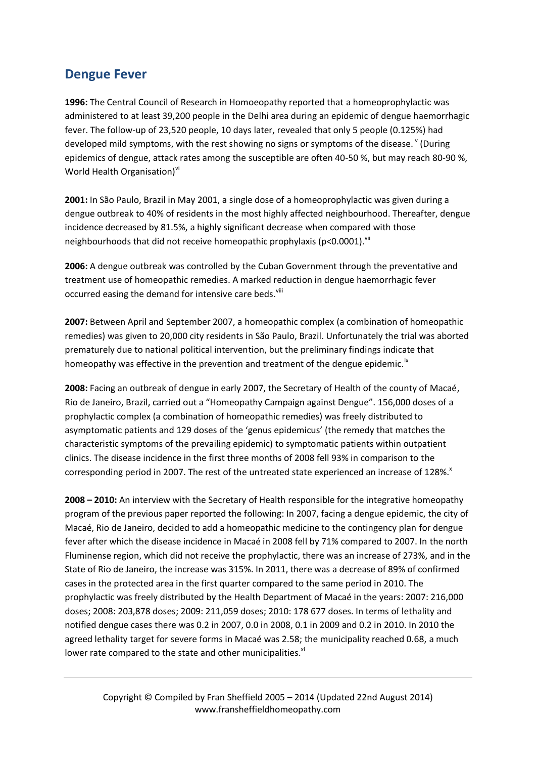## Dengue Fever

**1996:** The Central Council of Research in Homoeopathy reported that a homeoprophylactic was administered to at least 39,200 people in the Delhi area during an epidemic of dengue haemorrhagic fever. The follow-up of 23,520 people, 10 days later, revealed that only 5 people (0.125%) had developed mild symptoms, with the rest showing no signs or symptoms of the disease. [v] (During epidemics of dengue, attack rates among the susceptible are often 40-50 %, but may reach 80-90 %, World Health Organisation)[vi]

**2001:** In São Paulo, Brazil in May 2001, a single dose of a homeoprophylactic was given during a dengue outbreak to 40% of residents in the most highly affected neighbourhood. Thereafter, dengue incidence decreased by 81.5%, a highly significant decrease when compared with those neighbourhoods that did not receive homeopathic prophylaxis ($p<0.0001$).[vii]

**2006:** A dengue outbreak was controlled by the Cuban Government through the preventative and treatment use of homeopathic remedies. A marked reduction in dengue haemorrhagic fever occurred easing the demand for intensive care beds.[viii]

**2007:** Between April and September 2007, a homeopathic complex (a combination of homeopathic remedies) was given to 20,000 city residents in São Paulo, Brazil. Unfortunately the trial was aborted prematurely due to national political intervention, but the preliminary findings indicate that homeopathy was effective in the prevention and treatment of the dengue epidemic.[ix]

**2008:** Facing an outbreak of dengue in early 2007, the Secretary of Health of the county of Macaé, Rio de Janeiro, Brazil, carried out a "Homeopathy Campaign against Dengue". 156,000 doses of a prophylactic complex (a combination of homeopathic remedies) was freely distributed to asymptomatic patients and 129 doses of the 'genus epidemicus' (the remedy that matches the characteristic symptoms of the prevailing epidemic) to symptomatic patients within outpatient clinics. The disease incidence in the first three months of 2008 fell 93% in comparison to the corresponding period in 2007. The rest of the untreated state experienced an increase of 128%.[x]

**2008 – 2010:** An interview with the Secretary of Health responsible for the integrative homeopathy program of the previous paper reported the following: In 2007, facing a dengue epidemic, the city of Macaé, Rio de Janeiro, decided to add a homeopathic medicine to the contingency plan for dengue fever after which the disease incidence in Macaé in 2008 fell by 71% compared to 2007. In the north Fluminense region, which did not receive the prophylactic, there was an increase of 273%, and in the State of Rio de Janeiro, the increase was 315%. In 2011, there was a decrease of 89% of confirmed cases in the protected area in the first quarter compared to the same period in 2010. The prophylactic was freely distributed by the Health Department of Macaé in the years: 2007: 216,000 doses; 2008: 203,878 doses; 2009: 211,059 doses; 2010: 178 677 doses. In terms of lethality and notified dengue cases there was 0.2 in 2007, 0.0 in 2008, 0.1 in 2009 and 0.2 in 2010. In 2010 the agreed lethality target for severe forms in Macaé was 2.58; the municipality reached 0.68, a much lower rate compared to the state and other municipalities.[xi]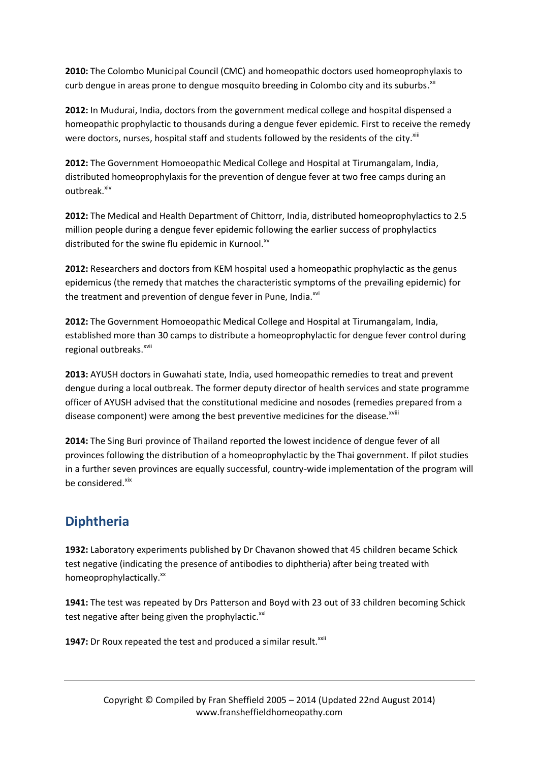**2010:** The Colombo Municipal Council (CMC) and homeopathic doctors used homeoprophylaxis to curb dengue in areas prone to dengue mosquito breeding in Colombo city and its suburbs.[xii]

**2012:** In Mudurai, India, doctors from the government medical college and hospital dispensed a homeopathic prophylactic to thousands during a dengue fever epidemic. First to receive the remedy were doctors, nurses, hospital staff and students followed by the residents of the city.[xiii]

**2012:** The Government Homoeopathic Medical College and Hospital at Tirumangalam, India, distributed homeoprophylaxis for the prevention of dengue fever at two free camps during an outbreak.[xiv]

**2012:** The Medical and Health Department of Chittorr, India, distributed homeoprophylactics to 2.5 million people during a dengue fever epidemic following the earlier success of prophylactics distributed for the swine flu epidemic in Kurnool.[xv]

**2012:** Researchers and doctors from KEM hospital used a homeopathic prophylactic as the genus epidemicus (the remedy that matches the characteristic symptoms of the prevailing epidemic) for the treatment and prevention of dengue fever in Pune, India.[xvi]

**2012:** The Government Homoeopathic Medical College and Hospital at Tirumangalam, India, established more than 30 camps to distribute a homeoprophylactic for dengue fever control during regional outbreaks.[xvii]

**2013:** AYUSH doctors in Guwahati state, India, used homeopathic remedies to treat and prevent dengue during a local outbreak. The former deputy director of health services and state programme officer of AYUSH advised that the constitutional medicine and nosodes (remedies prepared from a disease component) were among the best preventive medicines for the disease.[xviii]

**2014:** The Sing Buri province of Thailand reported the lowest incidence of dengue fever of all provinces following the distribution of a homeoprophylactic by the Thai government. If pilot studies in a further seven provinces are equally successful, country-wide implementation of the program will be considered.[xix]

## Diphtheria

**1932:** Laboratory experiments published by Dr Chavanon showed that 45 children became Schick test negative (indicating the presence of antibodies to diphtheria) after being treated with homeoprophylactically.[xx]

**1941:** The test was repeated by Drs Patterson and Boyd with 23 out of 33 children becoming Schick test negative after being given the prophylactic.[xxi]

**1947:** Dr Roux repeated the test and produced a similar result.[xxii]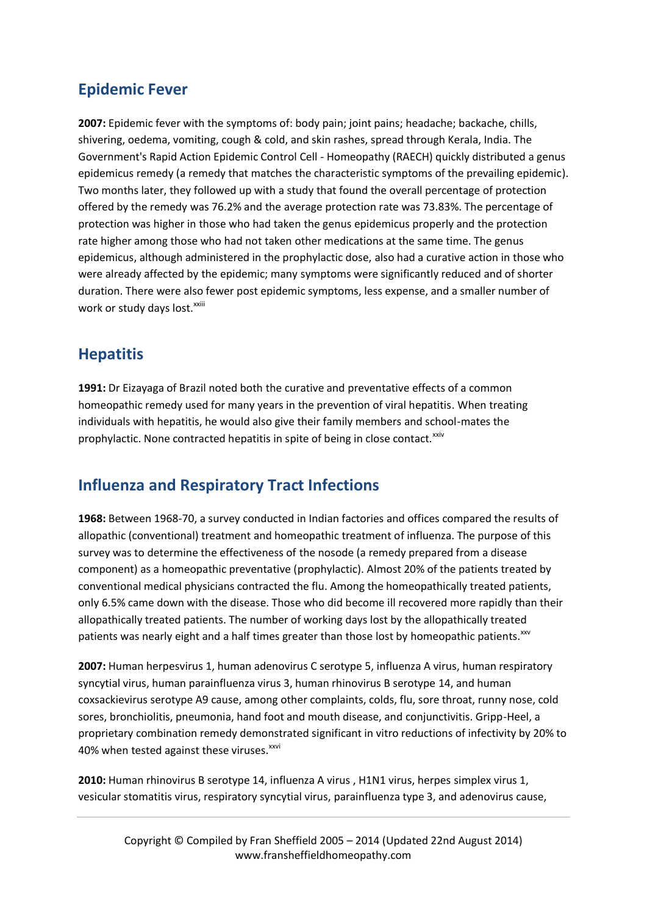## Epidemic Fever

**2007:** Epidemic fever with the symptoms of: body pain; joint pains; headache; backache, chills, shivering, oedema, vomiting, cough & cold, and skin rashes, spread through Kerala, India. The Government's Rapid Action Epidemic Control Cell - Homeopathy (RAECH) quickly distributed a genus epidemicus remedy (a remedy that matches the characteristic symptoms of the prevailing epidemic). Two months later, they followed up with a study that found the overall percentage of protection offered by the remedy was 76.2% and the average protection rate was 73.83%. The percentage of protection was higher in those who had taken the genus epidemicus properly and the protection rate higher among those who had not taken other medications at the same time. The genus epidemicus, although administered in the prophylactic dose, also had a curative action in those who were already affected by the epidemic; many symptoms were significantly reduced and of shorter duration. There were also fewer post epidemic symptoms, less expense, and a smaller number of work or study days lost.[xxiii]

## Hepatitis

**1991:** Dr Eizayaga of Brazil noted both the curative and preventative effects of a common homeopathic remedy used for many years in the prevention of viral hepatitis. When treating individuals with hepatitis, he would also give their family members and school-mates the prophylactic. None contracted hepatitis in spite of being in close contact.[xxiv]

## Influenza and Respiratory Tract Infections

**1968:** Between 1968-70, a survey conducted in Indian factories and offices compared the results of allopathic (conventional) treatment and homeopathic treatment of influenza. The purpose of this survey was to determine the effectiveness of the nosode (a remedy prepared from a disease component) as a homeopathic preventative (prophylactic). Almost 20% of the patients treated by conventional medical physicians contracted the flu. Among the homeopathically treated patients, only 6.5% came down with the disease. Those who did become ill recovered more rapidly than their allopathically treated patients. The number of working days lost by the allopathically treated patients was nearly eight and a half times greater than those lost by homeopathic patients.[xxv]

**2007:** Human herpesvirus 1, human adenovirus C serotype 5, influenza A virus, human respiratory syncytial virus, human parainfluenza virus 3, human rhinovirus B serotype 14, and human coxsackievirus serotype A9 cause, among other complaints, colds, flu, sore throat, runny nose, cold sores, bronchiolitis, pneumonia, hand foot and mouth disease, and conjunctivitis. Gripp-Heel, a proprietary combination remedy demonstrated significant in vitro reductions of infectivity by 20% to 40% when tested against these viruses.[xxvi]

**2010:** Human rhinovirus B serotype 14, influenza A virus , H1N1 virus, herpes simplex virus 1, vesicular stomatitis virus, respiratory syncytial virus, parainfluenza type 3, and adenovirus cause,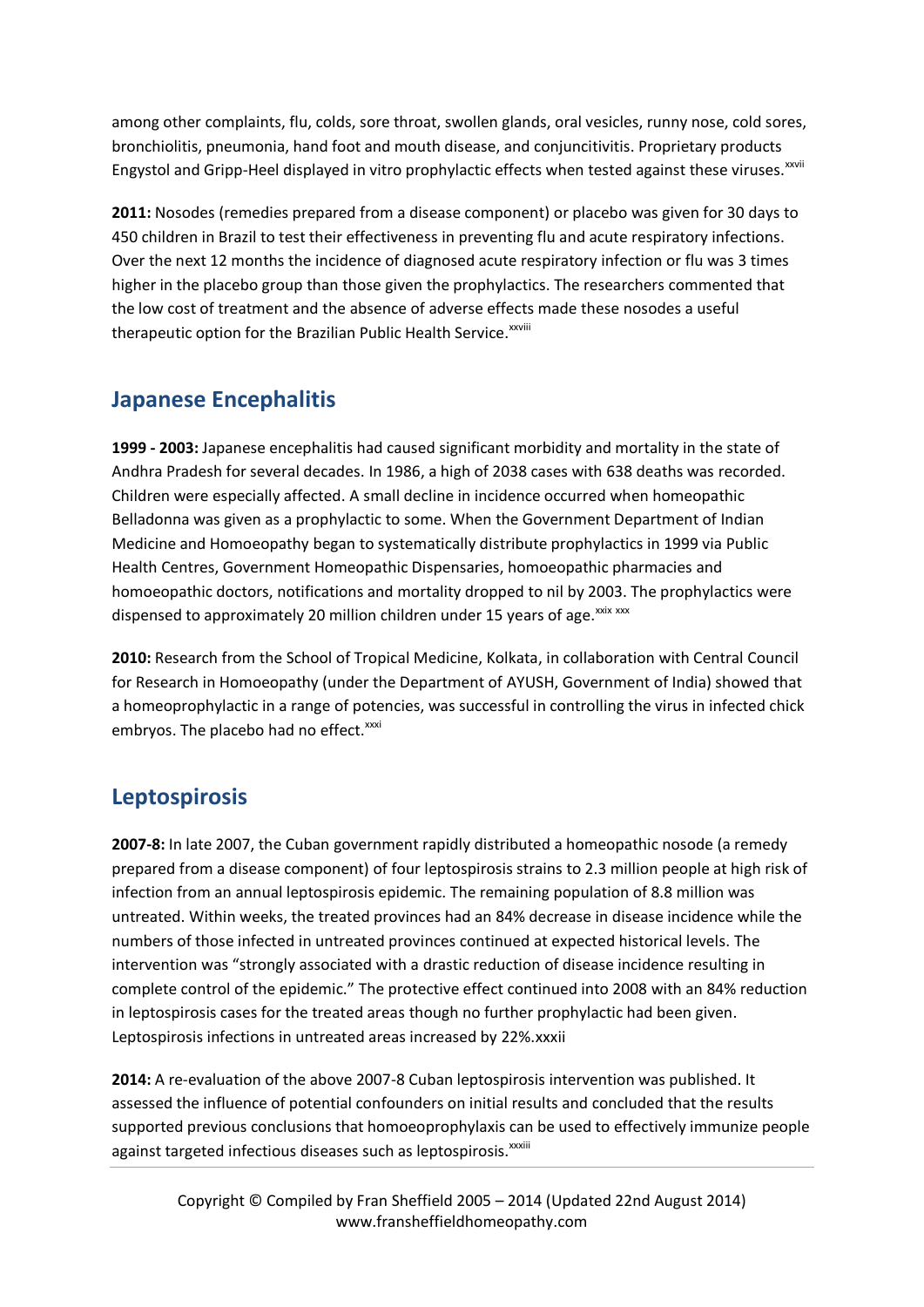among other complaints, flu, colds, sore throat, swollen glands, oral vesicles, runny nose, cold sores, bronchiolitis, pneumonia, hand foot and mouth disease, and conjunctivitis. Proprietary products Engystol and Gripp-Heel displayed in vitro prophylactic effects when tested against these viruses.[xxvii]

**2011:** Nosodes (remedies prepared from a disease component) or placebo was given for 30 days to 450 children in Brazil to test their effectiveness in preventing flu and acute respiratory infections. Over the next 12 months the incidence of diagnosed acute respiratory infection or flu was 3 times higher in the placebo group than those given the prophylactics. The researchers commented that the low cost of treatment and the absence of adverse effects made these nosodes a useful therapeutic option for the Brazilian Public Health Service.[xxviii]

## Japanese Encephalitis

**1999 - 2003:** Japanese encephalitis had caused significant morbidity and mortality in the state of Andhra Pradesh for several decades. In 1986, a high of 2038 cases with 638 deaths was recorded. Children were especially affected. A small decline in incidence occurred when homeopathic Belladonna was given as a prophylactic to some. When the Government Department of Indian Medicine and Homoeopathy began to systematically distribute prophylactics in 1999 via Public Health Centres, Government Homeopathic Dispensaries, homoeopathic pharmacies and homoeopathic doctors, notifications and mortality dropped to nil by 2003. The prophylactics were dispensed to approximately 20 million children under 15 years of age.[xxix] [xxx]

**2010:** Research from the School of Tropical Medicine, Kolkata, in collaboration with Central Council for Research in Homoeopathy (under the Department of AYUSH, Government of India) showed that a homeoprophylactic in a range of potencies, was successful in controlling the virus in infected chick embryos. The placebo had no effect.[xxxi]

## Leptospirosis

**2007-8:** In late 2007, the Cuban government rapidly distributed a homeopathic nosode (a remedy prepared from a disease component) of four leptospirosis strains to 2.3 million people at high risk of infection from an annual leptospirosis epidemic. The remaining population of 8.8 million was untreated. Within weeks, the treated provinces had an 84% decrease in disease incidence while the numbers of those infected in untreated provinces continued at expected historical levels. The intervention was "strongly associated with a drastic reduction of disease incidence resulting in complete control of the epidemic." The protective effect continued into 2008 with an 84% reduction in leptospirosis cases for the treated areas though no further prophylactic had been given. Leptospirosis infections in untreated areas increased by 22%.xxxii

**2014:** A re-evaluation of the above 2007-8 Cuban leptospirosis intervention was published. It assessed the influence of potential confounders on initial results and concluded that the results supported previous conclusions that homoeoprophylaxis can be used to effectively immunize people against targeted infectious diseases such as leptospirosis.[xxxiii]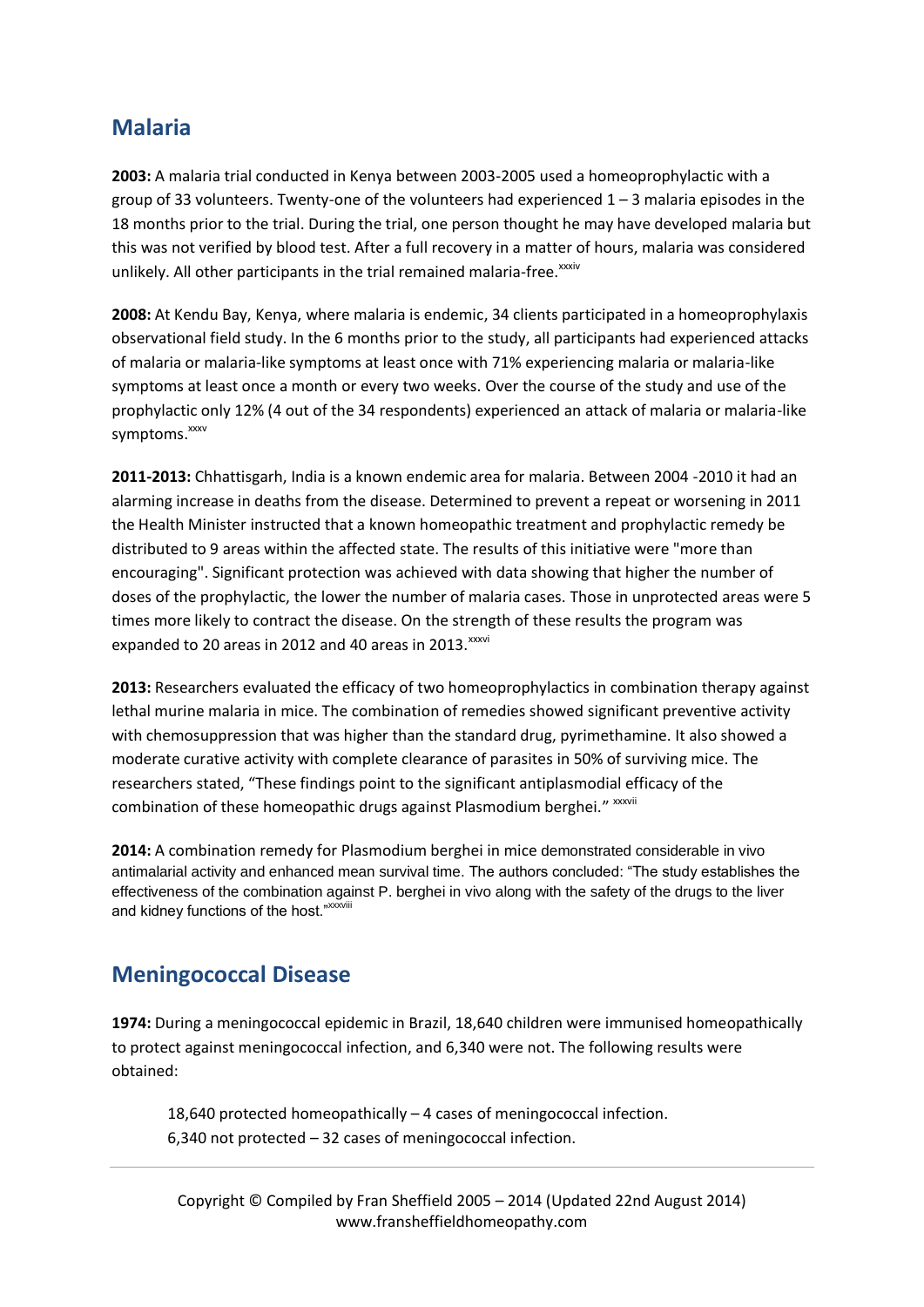## Malaria

**2003:** A malaria trial conducted in Kenya between 2003-2005 used a homeoprophylactic with a group of 33 volunteers. Twenty-one of the volunteers had experienced 1 – 3 malaria episodes in the 18 months prior to the trial. During the trial, one person thought he may have developed malaria but this was not verified by blood test. After a full recovery in a matter of hours, malaria was considered unlikely. All other participants in the trial remained malaria-free.[xxxiv]

**2008:** At Kendu Bay, Kenya, where malaria is endemic, 34 clients participated in a homeoprophylaxis observational field study. In the 6 months prior to the study, all participants had experienced attacks of malaria or malaria-like symptoms at least once with 71% experiencing malaria or malaria-like symptoms at least once a month or every two weeks. Over the course of the study and use of the prophylactic only 12% (4 out of the 34 respondents) experienced an attack of malaria or malaria-like symptoms.[xxxv]

**2011-2013:** Chhattisgarh, India is a known endemic area for malaria. Between 2004 -2010 it had an alarming increase in deaths from the disease. Determined to prevent a repeat or worsening in 2011 the Health Minister instructed that a known homeopathic treatment and prophylactic remedy be distributed to 9 areas within the affected state. The results of this initiative were "more than encouraging". Significant protection was achieved with data showing that higher the number of doses of the prophylactic, the lower the number of malaria cases. Those in unprotected areas were 5 times more likely to contract the disease. On the strength of these results the program was expanded to 20 areas in 2012 and 40 areas in 2013.[xxxvi]

**2013:** Researchers evaluated the efficacy of two homeoprophylactics in combination therapy against lethal murine malaria in mice. The combination of remedies showed significant preventive activity with chemosuppression that was higher than the standard drug, pyrimethamine. It also showed a moderate curative activity with complete clearance of parasites in 50% of surviving mice. The researchers stated, "These findings point to the significant antiplasmodial efficacy of the combination of these homeopathic drugs against Plasmodium berghei." [xxxvii]

**2014:** A combination remedy for Plasmodium berghei in mice demonstrated considerable in vivo antimalarial activity and enhanced mean survival time. The authors concluded: "The study establishes the effectiveness of the combination against P. berghei in vivo along with the safety of the drugs to the liver and kidney functions of the host."[xxxviii]

## Meningococcal Disease

**1974:** During a meningococcal epidemic in Brazil, 18,640 children were immunised homeopathically to protect against meningococcal infection, and 6,340 were not. The following results were obtained:

> 18,640 protected homeopathically – 4 cases of meningococcal infection.
> 6,340 not protected – 32 cases of meningococcal infection.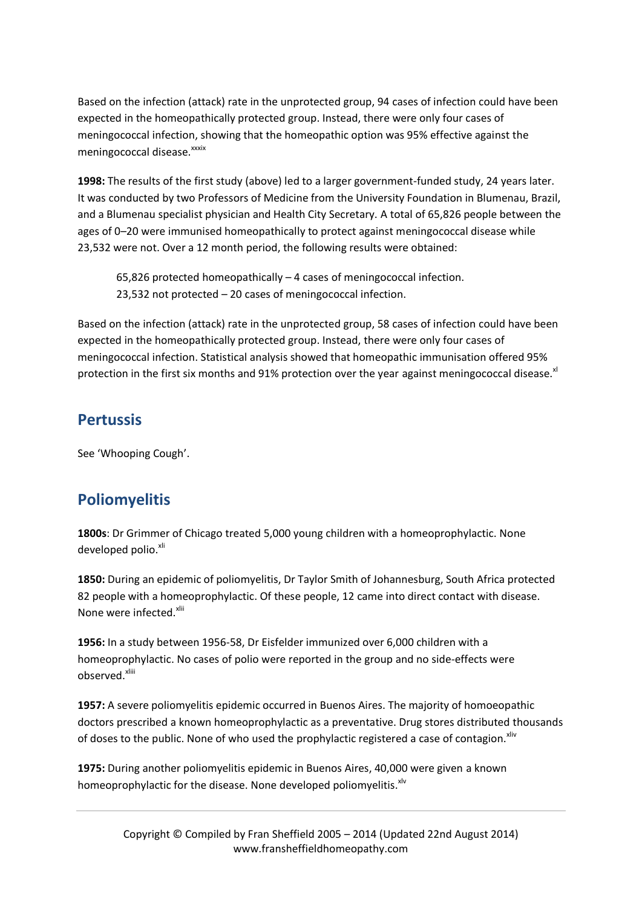Based on the infection (attack) rate in the unprotected group, 94 cases of infection could have been expected in the homeopathically protected group. Instead, there were only four cases of meningococcal infection, showing that the homeopathic option was 95% effective against the meningococcal disease.[xxxix]

**1998:** The results of the first study (above) led to a larger government-funded study, 24 years later. It was conducted by two Professors of Medicine from the University Foundation in Blumenau, Brazil, and a Blumenau specialist physician and Health City Secretary. A total of 65,826 people between the ages of 0–20 were immunised homeopathically to protect against meningococcal disease while 23,532 were not. Over a 12 month period, the following results were obtained:

> 65,826 protected homeopathically – 4 cases of meningococcal infection.
> 23,532 not protected – 20 cases of meningococcal infection.

Based on the infection (attack) rate in the unprotected group, 58 cases of infection could have been expected in the homeopathically protected group. Instead, there were only four cases of meningococcal infection. Statistical analysis showed that homeopathic immunisation offered 95% protection in the first six months and 91% protection over the year against meningococcal disease.[xl]

## Pertussis

See 'Whooping Cough'.

## Poliomyelitis

**1800s**: Dr Grimmer of Chicago treated 5,000 young children with a homeoprophylactic. None developed polio.[xli]

**1850:** During an epidemic of poliomyelitis, Dr Taylor Smith of Johannesburg, South Africa protected 82 people with a homeoprophylactic. Of these people, 12 came into direct contact with disease. None were infected.[xlii]

**1956:** In a study between 1956-58, Dr Eisfelder immunized over 6,000 children with a homeoprophylactic. No cases of polio were reported in the group and no side-effects were observed.[xliii]

**1957:** A severe poliomyelitis epidemic occurred in Buenos Aires. The majority of homoeopathic doctors prescribed a known homeoprophylactic as a preventative. Drug stores distributed thousands of doses to the public. None of who used the prophylactic registered a case of contagion.[xliv]

**1975:** During another poliomyelitis epidemic in Buenos Aires, 40,000 were given a known homeoprophylactic for the disease. None developed poliomyelitis.[xlv]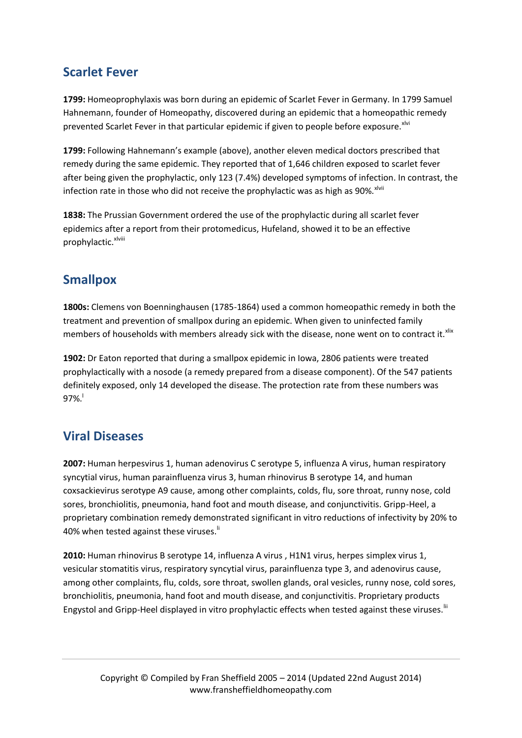## Scarlet Fever

**1799:** Homeoprophylaxis was born during an epidemic of Scarlet Fever in Germany. In 1799 Samuel Hahnemann, founder of Homeopathy, discovered during an epidemic that a homeopathic remedy prevented Scarlet Fever in that particular epidemic if given to people before exposure.[xlvi]

**1799:** Following Hahnemann's example (above), another eleven medical doctors prescribed that remedy during the same epidemic. They reported that of 1,646 children exposed to scarlet fever after being given the prophylactic, only 123 (7.4%) developed symptoms of infection. In contrast, the infection rate in those who did not receive the prophylactic was as high as 90%.[xlvii]

**1838:** The Prussian Government ordered the use of the prophylactic during all scarlet fever epidemics after a report from their protomedicus, Hufeland, showed it to be an effective prophylactic.[xlviii]

## Smallpox

**1800s:** Clemens von Boenninghausen (1785-1864) used a common homeopathic remedy in both the treatment and prevention of smallpox during an epidemic. When given to uninfected family members of households with members already sick with the disease, none went on to contract it.[xlix]

**1902:** Dr Eaton reported that during a smallpox epidemic in Iowa, 2806 patients were treated prophylactically with a nosode (a remedy prepared from a disease component). Of the 547 patients definitely exposed, only 14 developed the disease. The protection rate from these numbers was 97%.[l]

## Viral Diseases

**2007:** Human herpesvirus 1, human adenovirus C serotype 5, influenza A virus, human respiratory syncytial virus, human parainfluenza virus 3, human rhinovirus B serotype 14, and human coxsackievirus serotype A9 cause, among other complaints, colds, flu, sore throat, runny nose, cold sores, bronchiolitis, pneumonia, hand foot and mouth disease, and conjunctivitis. Gripp-Heel, a proprietary combination remedy demonstrated significant in vitro reductions of infectivity by 20% to 40% when tested against these viruses.[li]

**2010:** Human rhinovirus B serotype 14, influenza A virus , H1N1 virus, herpes simplex virus 1, vesicular stomatitis virus, respiratory syncytial virus, parainfluenza type 3, and adenovirus cause, among other complaints, flu, colds, sore throat, swollen glands, oral vesicles, runny nose, cold sores, bronchiolitis, pneumonia, hand foot and mouth disease, and conjunctivitis. Proprietary products Engystol and Gripp-Heel displayed in vitro prophylactic effects when tested against these viruses.[lii]

Copyright © Compiled by Fran Sheffield 2005 – 2014 (Updated 22nd August 2014)
www.fransheffieldhomeopathy.com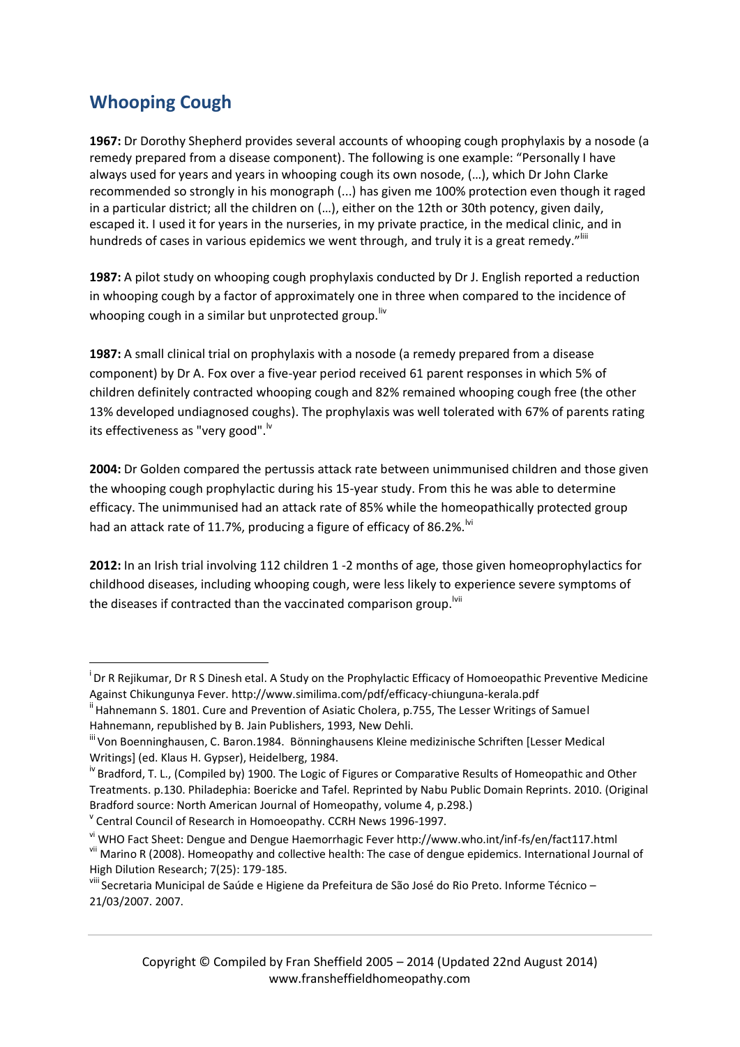## Whooping Cough

**1967:** Dr Dorothy Shepherd provides several accounts of whooping cough prophylaxis by a nosode (a remedy prepared from a disease component). The following is one example: "Personally I have always used for years and years in whooping cough its own nosode, (…), which Dr John Clarke recommended so strongly in his monograph (...) has given me 100% protection even though it raged in a particular district; all the children on (…), either on the 12th or 30th potency, given daily, escaped it. I used it for years in the nurseries, in my private practice, in the medical clinic, and in hundreds of cases in various epidemics we went through, and truly it is a great remedy."[liii]

**1987:** A pilot study on whooping cough prophylaxis conducted by Dr J. English reported a reduction in whooping cough by a factor of approximately one in three when compared to the incidence of whooping cough in a similar but unprotected group.[liv]

**1987:** A small clinical trial on prophylaxis with a nosode (a remedy prepared from a disease component) by Dr A. Fox over a five-year period received 61 parent responses in which 5% of children definitely contracted whooping cough and 82% remained whooping cough free (the other 13% developed undiagnosed coughs). The prophylaxis was well tolerated with 67% of parents rating its effectiveness as "very good".[lv]

**2004:** Dr Golden compared the pertussis attack rate between unimmunised children and those given the whooping cough prophylactic during his 15-year study. From this he was able to determine efficacy. The unimmunised had an attack rate of 85% while the homeopathically protected group had an attack rate of 11.7%, producing a figure of efficacy of 86.2%.[lvi]

**2012:** In an Irish trial involving 112 children 1 -2 months of age, those given homeoprophylactics for childhood diseases, including whooping cough, were less likely to experience severe symptoms of the diseases if contracted than the vaccinated comparison group.[lvii]

---

[i] Dr R Rejikumar, Dr R S Dinesh etal. A Study on the Prophylactic Efficacy of Homoeopathic Preventive Medicine Against Chikungunya Fever. http://www.similima.com/pdf/efficacy-chiunguna-kerala.pdf

[ii] Hahnemann S. 1801. Cure and Prevention of Asiatic Cholera, p.755, The Lesser Writings of Samuel Hahnemann, republished by B. Jain Publishers, 1993, New Dehli.

[iii] Von Boenninghausen, C. Baron.1984. Bönninghausens Kleine medizinische Schriften [Lesser Medical Writings] (ed. Klaus H. Gypser), Heidelberg, 1984.

[iv] Bradford, T. L., (Compiled by) 1900. The Logic of Figures or Comparative Results of Homeopathic and Other Treatments. p.130. Philadephia: Boericke and Tafel. Reprinted by Nabu Public Domain Reprints. 2010. (Original Bradford source: North American Journal of Homeopathy, volume 4, p.298.)

[v] Central Council of Research in Homoeopathy. CCRH News 1996-1997.

[vi] WHO Fact Sheet: Dengue and Dengue Haemorrhagic Fever http://www.who.int/inf-fs/en/fact117.html

[vii] Marino R (2008). Homeopathy and collective health: The case of dengue epidemics. International Journal of High Dilution Research; 7(25): 179-185.

[viii] Secretaria Municipal de Saúde e Higiene da Prefeitura de São José do Rio Preto. Informe Técnico – 21/03/2007. 2007.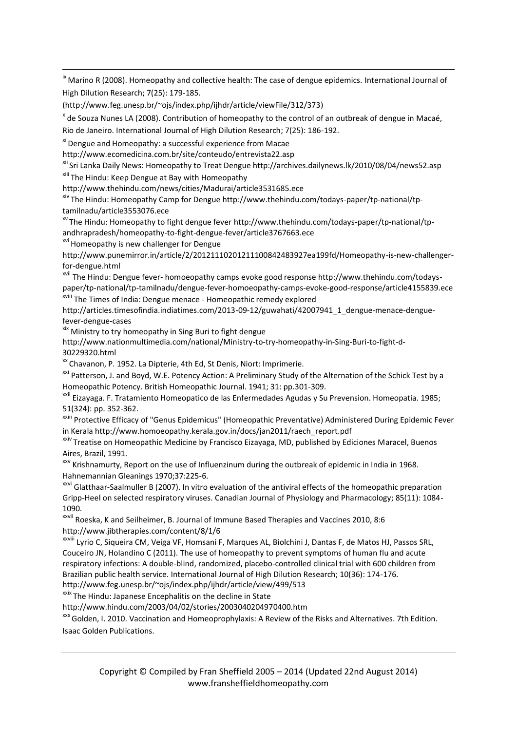[ix] Marino R (2008). Homeopathy and collective health: The case of dengue epidemics. International Journal of High Dilution Research; 7(25): 179-185. (http://www.feg.unesp.br/~ojs/index.php/ijhdr/article/viewFile/312/373)

[x] de Souza Nunes LA (2008). Contribution of homeopathy to the control of an outbreak of dengue in Macaé, Rio de Janeiro. International Journal of High Dilution Research; 7(25): 186-192.

[xi] Dengue and Homeopathy: a successful experience from Macae http://www.ecomedicina.com.br/site/conteudo/entrevista22.asp

[xii] Sri Lanka Daily News: Homeopathy to Treat Dengue http://archives.dailynews.lk/2010/08/04/news52.asp

[xiii] The Hindu: Keep Dengue at Bay with Homeopathy http://www.thehindu.com/news/cities/Madurai/article3531685.ece

[xiv] The Hindu: Homeopathy Camp for Dengue http://www.thehindu.com/todays-paper/tp-national/tp-tamilnadu/article3553076.ece

[xv] The Hindu: Homeopathy to fight dengue fever http://www.thehindu.com/todays-paper/tp-national/tp-andhrapradesh/homeopathy-to-fight-dengue-fever/article3767663.ece

[xvi] Homeopathy is new challenger for Dengue http://www.punemirror.in/article/2/20121110201211100842483927ea199fd/Homeopathy-is-new-challenger-for-dengue.html

[xvii] The Hindu: Dengue fever- homoeopathy camps evoke good response http://www.thehindu.com/todays-paper/tp-national/tp-tamilnadu/dengue-fever-homoeopathy-camps-evoke-good-response/article4155839.ece

[xviii] The Times of India: Dengue menace - Homeopathic remedy explored http://articles.timesofindia.indiatimes.com/2013-09-12/guwahati/42007941_1_dengue-menace-dengue-fever-dengue-cases

[xix] Ministry to try homeopathy in Sing Buri to fight dengue http://www.nationmultimedia.com/national/Ministry-to-try-homeopathy-in-Sing-Buri-to-fight-d-30229320.html

[xx] Chavanon, P. 1952. La Dipterie, 4th Ed, St Denis, Niort: Imprimerie.

[xxi] Patterson, J. and Boyd, W.E. Potency Action: A Preliminary Study of the Alternation of the Schick Test by a Homeopathic Potency. British Homeopathic Journal. 1941; 31: pp.301-309.

[xxii] Eizayaga. F. Tratamiento Homeopatico de las Enfermedades Agudas y Su Prevension. Homeopatia. 1985; 51(324): pp. 352-362.

[xxiii] Protective Efficacy of "Genus Epidemicus" (Homeopathic Preventative) Administered During Epidemic Fever in Kerala http://www.homoeopathy.kerala.gov.in/docs/jan2011/raech_report.pdf

[xxiv] Treatise on Homeopathic Medicine by Francisco Eizayaga, MD, published by Ediciones Maracel, Buenos Aires, Brazil, 1991.

[xxv] Krishnamurty, Report on the use of Influenzinum during the outbreak of epidemic in India in 1968. Hahnemannian Gleanings 1970;37:225-6.

[xxvi] Glatthaar-Saalmuller B (2007). In vitro evaluation of the antiviral effects of the homeopathic preparation Gripp-Heel on selected respiratory viruses. Canadian Journal of Physiology and Pharmacology; 85(11): 1084-1090.

[xxvii] Roeska, K and Seilheimer, B. Journal of Immune Based Therapies and Vaccines 2010, 8:6 http://www.jibtherapies.com/content/8/1/6

[xxviii] Lyrio C, Siqueira CM, Veiga VF, Homsani F, Marques AL, Biolchini J, Dantas F, de Matos HJ, Passos SRL, Couceiro JN, Holandino C (2011). The use of homeopathy to prevent symptoms of human flu and acute respiratory infections: A double-blind, randomized, placebo-controlled clinical trial with 600 children from Brazilian public health service. International Journal of High Dilution Research; 10(36): 174-176. http://www.feg.unesp.br/~ojs/index.php/ijhdr/article/view/499/513

[xxix] The Hindu: Japanese Encephalitis on the decline in State http://www.hindu.com/2003/04/02/stories/2003040204970400.htm

[xxx] Golden, I. 2010. Vaccination and Homeoprophylaxis: A Review of the Risks and Alternatives. 7th Edition. Isaac Golden Publications.

Copyright © Compiled by Fran Sheffield 2005 – 2014 (Updated 22nd August 2014)
www.fransheffieldhomeopathy.com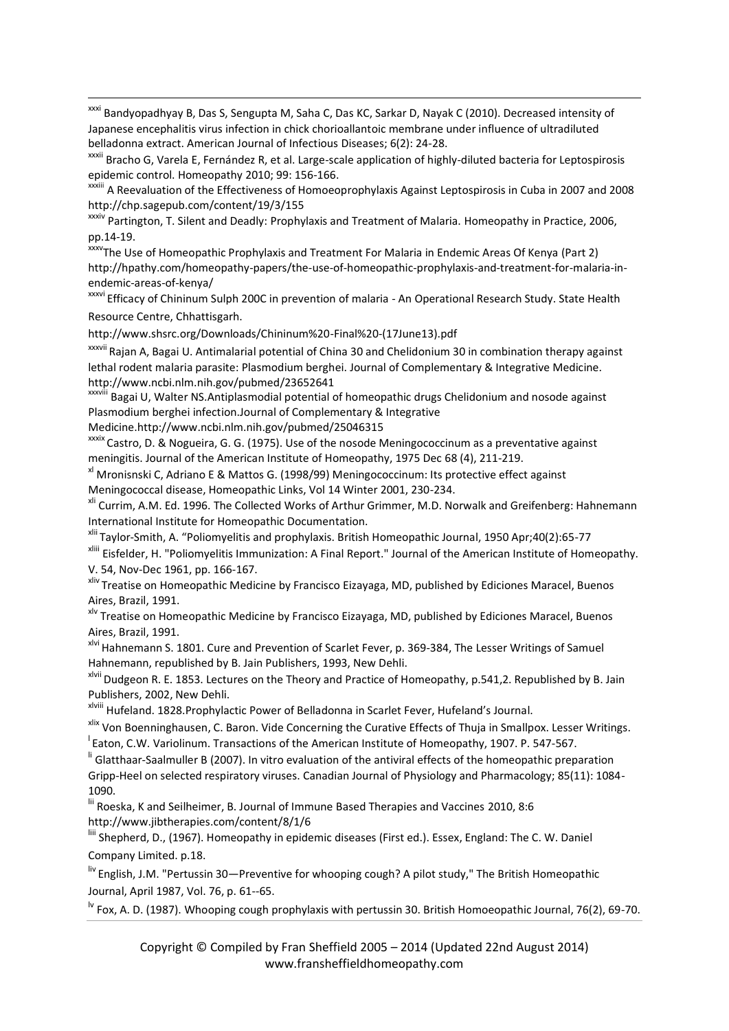[xxxi] Bandyopadhyay B, Das S, Sengupta M, Saha C, Das KC, Sarkar D, Nayak C (2010). Decreased intensity of Japanese encephalitis virus infection in chick chorioallantoic membrane under influence of ultradiluted belladonna extract. American Journal of Infectious Diseases; 6(2): 24-28.

[xxxii] Bracho G, Varela E, Fernández R, et al. Large-scale application of highly-diluted bacteria for Leptospirosis epidemic control. Homeopathy 2010; 99: 156-166.

[xxxiii] A Reevaluation of the Effectiveness of Homoeoprophylaxis Against Leptospirosis in Cuba in 2007 and 2008 http://chp.sagepub.com/content/19/3/155

[xxxiv] Partington, T. Silent and Deadly: Prophylaxis and Treatment of Malaria. Homeopathy in Practice, 2006, pp.14-19.

[xxxv] The Use of Homeopathic Prophylaxis and Treatment For Malaria in Endemic Areas Of Kenya (Part 2) http://hpathy.com/homeopathy-papers/the-use-of-homeopathic-prophylaxis-and-treatment-for-malaria-in-endemic-areas-of-kenya/

[xxxvi] Efficacy of Chininum Sulph 200C in prevention of malaria - An Operational Research Study. State Health Resource Centre, Chhattisgarh.

http://www.shsrc.org/Downloads/Chininum%20-Final%20-(17June13).pdf

[xxxvii] Rajan A, Bagai U. Antimalarial potential of China 30 and Chelidonium 30 in combination therapy against lethal rodent malaria parasite: Plasmodium berghei. Journal of Complementary & Integrative Medicine. http://www.ncbi.nlm.nih.gov/pubmed/23652641

[xxxviii] Bagai U, Walter NS.Antiplasmodial potential of homeopathic drugs Chelidonium and nosode against Plasmodium berghei infection.Journal of Complementary & Integrative Medicine.http://www.ncbi.nlm.nih.gov/pubmed/25046315

[xxxix] Castro, D. & Nogueira, G. G. (1975). Use of the nosode Meningococcinum as a preventative against meningitis. Journal of the American Institute of Homeopathy, 1975 Dec 68 (4), 211-219.

[xl] Mronisnski C, Adriano E & Mattos G. (1998/99) Meningococcinum: Its protective effect against Meningococcal disease, Homeopathic Links, Vol 14 Winter 2001, 230-234.

[xli] Currim, A.M. Ed. 1996. The Collected Works of Arthur Grimmer, M.D. Norwalk and Greifenberg: Hahnemann International Institute for Homeopathic Documentation.

[xlii] Taylor-Smith, A. "Poliomyelitis and prophylaxis. British Homeopathic Journal, 1950 Apr;40(2):65-77

[xliii] Eisfelder, H. "Poliomyelitis Immunization: A Final Report." Journal of the American Institute of Homeopathy. V. 54, Nov-Dec 1961, pp. 166-167.

[xliv] Treatise on Homeopathic Medicine by Francisco Eizayaga, MD, published by Ediciones Maracel, Buenos Aires, Brazil, 1991.

[xlv] Treatise on Homeopathic Medicine by Francisco Eizayaga, MD, published by Ediciones Maracel, Buenos Aires, Brazil, 1991.

[xlvi] Hahnemann S. 1801. Cure and Prevention of Scarlet Fever, p. 369-384, The Lesser Writings of Samuel Hahnemann, republished by B. Jain Publishers, 1993, New Dehli.

[xlvii] Dudgeon R. E. 1853. Lectures on the Theory and Practice of Homeopathy, p.541,2. Republished by B. Jain Publishers, 2002, New Dehli.

[xlviii] Hufeland. 1828.Prophylactic Power of Belladonna in Scarlet Fever, Hufeland's Journal.

[xlix] Von Boenninghausen, C. Baron. Vide Concerning the Curative Effects of Thuja in Smallpox. Lesser Writings.

[l] Eaton, C.W. Variolinum. Transactions of the American Institute of Homeopathy, 1907. P. 547-567.

[li] Glatthaar-Saalmuller B (2007). In vitro evaluation of the antiviral effects of the homeopathic preparation Gripp-Heel on selected respiratory viruses. Canadian Journal of Physiology and Pharmacology; 85(11): 1084-1090.

[lii] Roeska, K and Seilheimer, B. Journal of Immune Based Therapies and Vaccines 2010, 8:6 http://www.jibtherapies.com/content/8/1/6

[liii] Shepherd, D., (1967). Homeopathy in epidemic diseases (First ed.). Essex, England: The C. W. Daniel Company Limited. p.18.

[liv] English, J.M. "Pertussin 30—Preventive for whooping cough? A pilot study," The British Homeopathic Journal, April 1987, Vol. 76, p. 61--65.

[lv] Fox, A. D. (1987). Whooping cough prophylaxis with pertussin 30. British Homoeopathic Journal, 76(2), 69-70.

Copyright © Compiled by Fran Sheffield 2005 – 2014 (Updated 22nd August 2014)
www.fransheffieldhomeopathy.com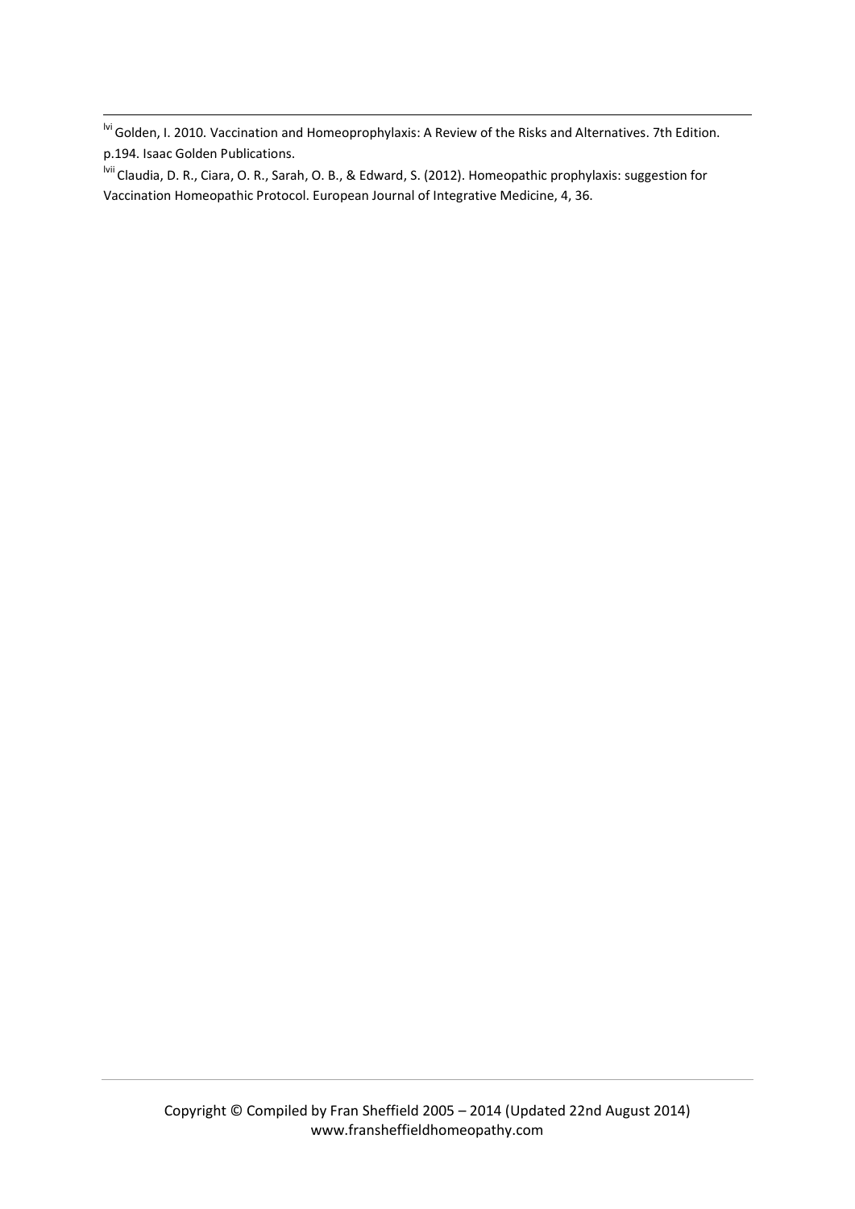[lvi] Golden, I. 2010. Vaccination and Homeoprophylaxis: A Review of the Risks and Alternatives. 7th Edition. p.194. Isaac Golden Publications.

[lvii] Claudia, D. R., Ciara, O. R., Sarah, O. B., & Edward, S. (2012). Homeopathic prophylaxis: suggestion for Vaccination Homeopathic Protocol. European Journal of Integrative Medicine, 4, 36.